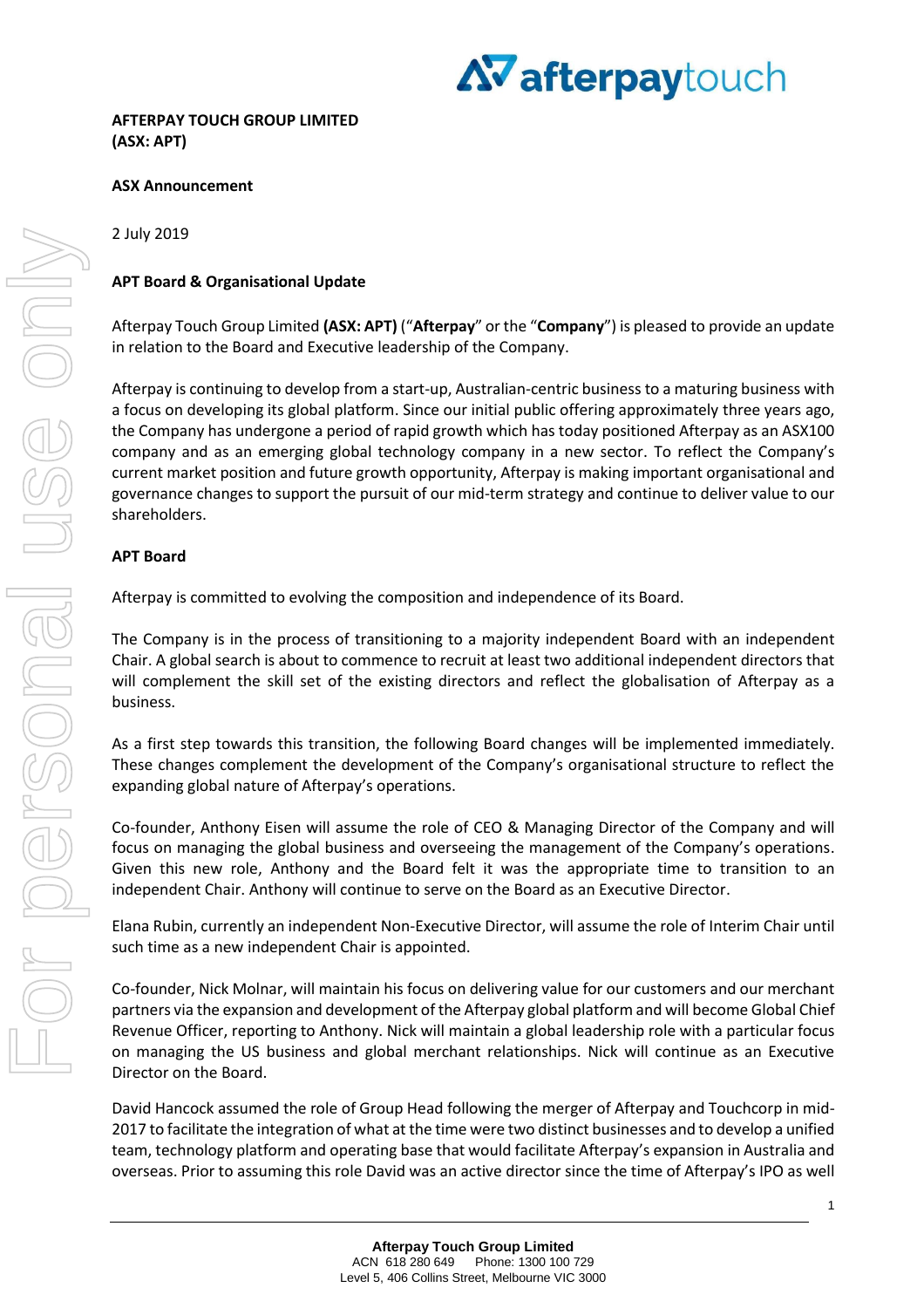**AFTERPAY TOUCH GROUP LIMITED**
**(ASX: APT)**

**ASX Announcement**

2 July 2019

**APT Board & Organisational Update**

Afterpay Touch Group Limited **(ASX: APT)** ("**Afterpay**" or the "**Company**") is pleased to provide an update in relation to the Board and Executive leadership of the Company.

Afterpay is continuing to develop from a start-up, Australian-centric business to a maturing business with a focus on developing its global platform. Since our initial public offering approximately three years ago, the Company has undergone a period of rapid growth which has today positioned Afterpay as an ASX100 company and as an emerging global technology company in a new sector. To reflect the Company's current market position and future growth opportunity, Afterpay is making important organisational and governance changes to support the pursuit of our mid-term strategy and continue to deliver value to our shareholders.

**APT Board**

Afterpay is committed to evolving the composition and independence of its Board.

The Company is in the process of transitioning to a majority independent Board with an independent Chair. A global search is about to commence to recruit at least two additional independent directors that will complement the skill set of the existing directors and reflect the globalisation of Afterpay as a business.

As a first step towards this transition, the following Board changes will be implemented immediately. These changes complement the development of the Company's organisational structure to reflect the expanding global nature of Afterpay's operations.

Co-founder, Anthony Eisen will assume the role of CEO & Managing Director of the Company and will focus on managing the global business and overseeing the management of the Company's operations. Given this new role, Anthony and the Board felt it was the appropriate time to transition to an independent Chair. Anthony will continue to serve on the Board as an Executive Director.

Elana Rubin, currently an independent Non-Executive Director, will assume the role of Interim Chair until such time as a new independent Chair is appointed.

Co-founder, Nick Molnar, will maintain his focus on delivering value for our customers and our merchant partners via the expansion and development of the Afterpay global platform and will become Global Chief Revenue Officer, reporting to Anthony. Nick will maintain a global leadership role with a particular focus on managing the US business and global merchant relationships. Nick will continue as an Executive Director on the Board.

David Hancock assumed the role of Group Head following the merger of Afterpay and Touchcorp in mid-2017 to facilitate the integration of what at the time were two distinct businesses and to develop a unified team, technology platform and operating base that would facilitate Afterpay's expansion in Australia and overseas. Prior to assuming this role David was an active director since the time of Afterpay's IPO as well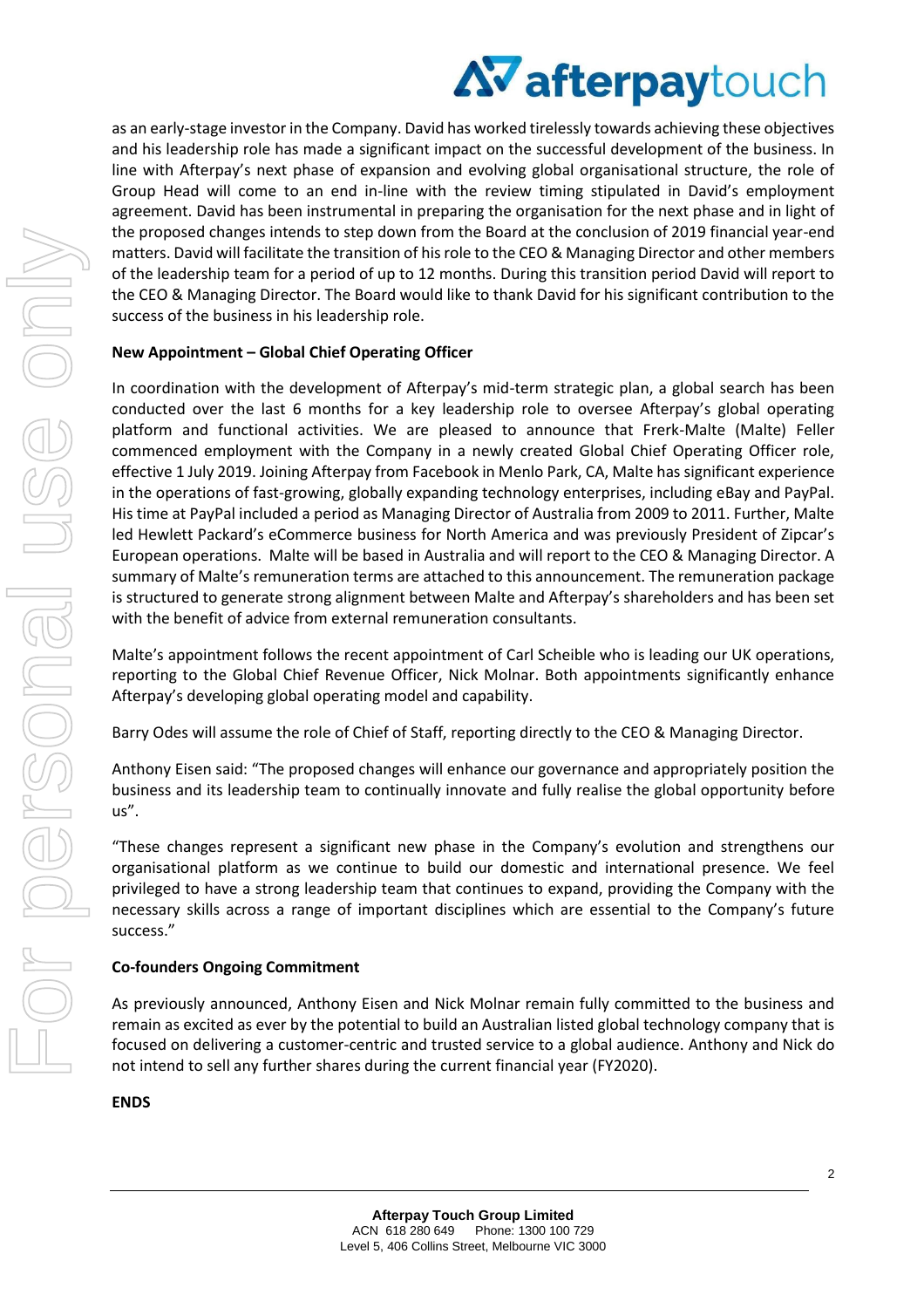as an early-stage investor in the Company. David has worked tirelessly towards achieving these objectives and his leadership role has made a significant impact on the successful development of the business. In line with Afterpay's next phase of expansion and evolving global organisational structure, the role of Group Head will come to an end in-line with the review timing stipulated in David's employment agreement. David has been instrumental in preparing the organisation for the next phase and in light of the proposed changes intends to step down from the Board at the conclusion of 2019 financial year-end matters. David will facilitate the transition of his role to the CEO & Managing Director and other members of the leadership team for a period of up to 12 months. During this transition period David will report to the CEO & Managing Director. The Board would like to thank David for his significant contribution to the success of the business in his leadership role.

**New Appointment – Global Chief Operating Officer**

In coordination with the development of Afterpay's mid-term strategic plan, a global search has been conducted over the last 6 months for a key leadership role to oversee Afterpay's global operating platform and functional activities. We are pleased to announce that Frerk-Malte (Malte) Feller commenced employment with the Company in a newly created Global Chief Operating Officer role, effective 1 July 2019. Joining Afterpay from Facebook in Menlo Park, CA, Malte has significant experience in the operations of fast-growing, globally expanding technology enterprises, including eBay and PayPal. His time at PayPal included a period as Managing Director of Australia from 2009 to 2011. Further, Malte led Hewlett Packard's eCommerce business for North America and was previously President of Zipcar's European operations. Malte will be based in Australia and will report to the CEO & Managing Director. A summary of Malte's remuneration terms are attached to this announcement. The remuneration package is structured to generate strong alignment between Malte and Afterpay's shareholders and has been set with the benefit of advice from external remuneration consultants.

Malte's appointment follows the recent appointment of Carl Scheible who is leading our UK operations, reporting to the Global Chief Revenue Officer, Nick Molnar. Both appointments significantly enhance Afterpay's developing global operating model and capability.

Barry Odes will assume the role of Chief of Staff, reporting directly to the CEO & Managing Director.

Anthony Eisen said: "The proposed changes will enhance our governance and appropriately position the business and its leadership team to continually innovate and fully realise the global opportunity before us".

"These changes represent a significant new phase in the Company's evolution and strengthens our organisational platform as we continue to build our domestic and international presence. We feel privileged to have a strong leadership team that continues to expand, providing the Company with the necessary skills across a range of important disciplines which are essential to the Company's future success."

**Co-founders Ongoing Commitment**

As previously announced, Anthony Eisen and Nick Molnar remain fully committed to the business and remain as excited as ever by the potential to build an Australian listed global technology company that is focused on delivering a customer-centric and trusted service to a global audience. Anthony and Nick do not intend to sell any further shares during the current financial year (FY2020).

**ENDS**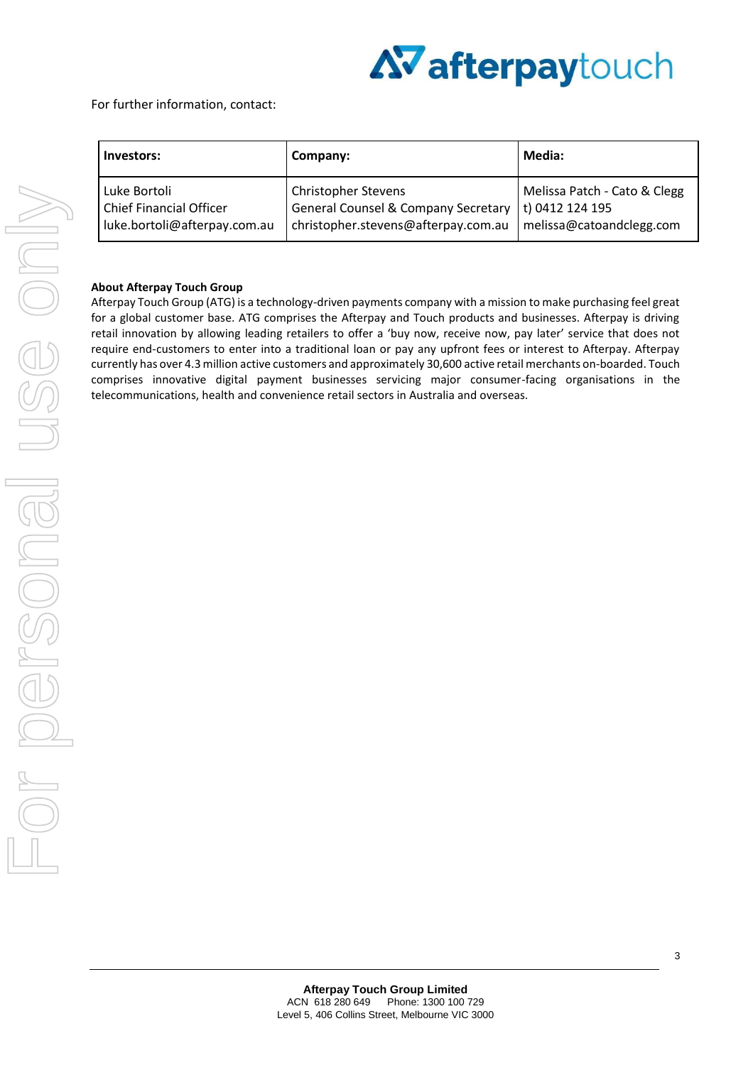For further information, contact:

| Investors: | Company: | Media: |
| --- | --- | --- |
| Luke Bortoli<br>Chief Financial Officer<br>luke.bortoli@afterpay.com.au | Christopher Stevens<br>General Counsel & Company Secretary<br>christopher.stevens@afterpay.com.au | Melissa Patch - Cato & Clegg<br>t) 0412 124 195<br>melissa@catoandclegg.com |

**About Afterpay Touch Group**

Afterpay Touch Group (ATG) is a technology-driven payments company with a mission to make purchasing feel great for a global customer base. ATG comprises the Afterpay and Touch products and businesses. Afterpay is driving retail innovation by allowing leading retailers to offer a 'buy now, receive now, pay later' service that does not require end-customers to enter into a traditional loan or pay any upfront fees or interest to Afterpay. Afterpay currently has over 4.3 million active customers and approximately 30,600 active retail merchants on-boarded. Touch comprises innovative digital payment businesses servicing major consumer-facing organisations in the telecommunications, health and convenience retail sectors in Australia and overseas.

**Afterpay Touch Group Limited**
ACN 618 280 649 Phone: 1300 100 729
Level 5, 406 Collins Street, Melbourne VIC 3000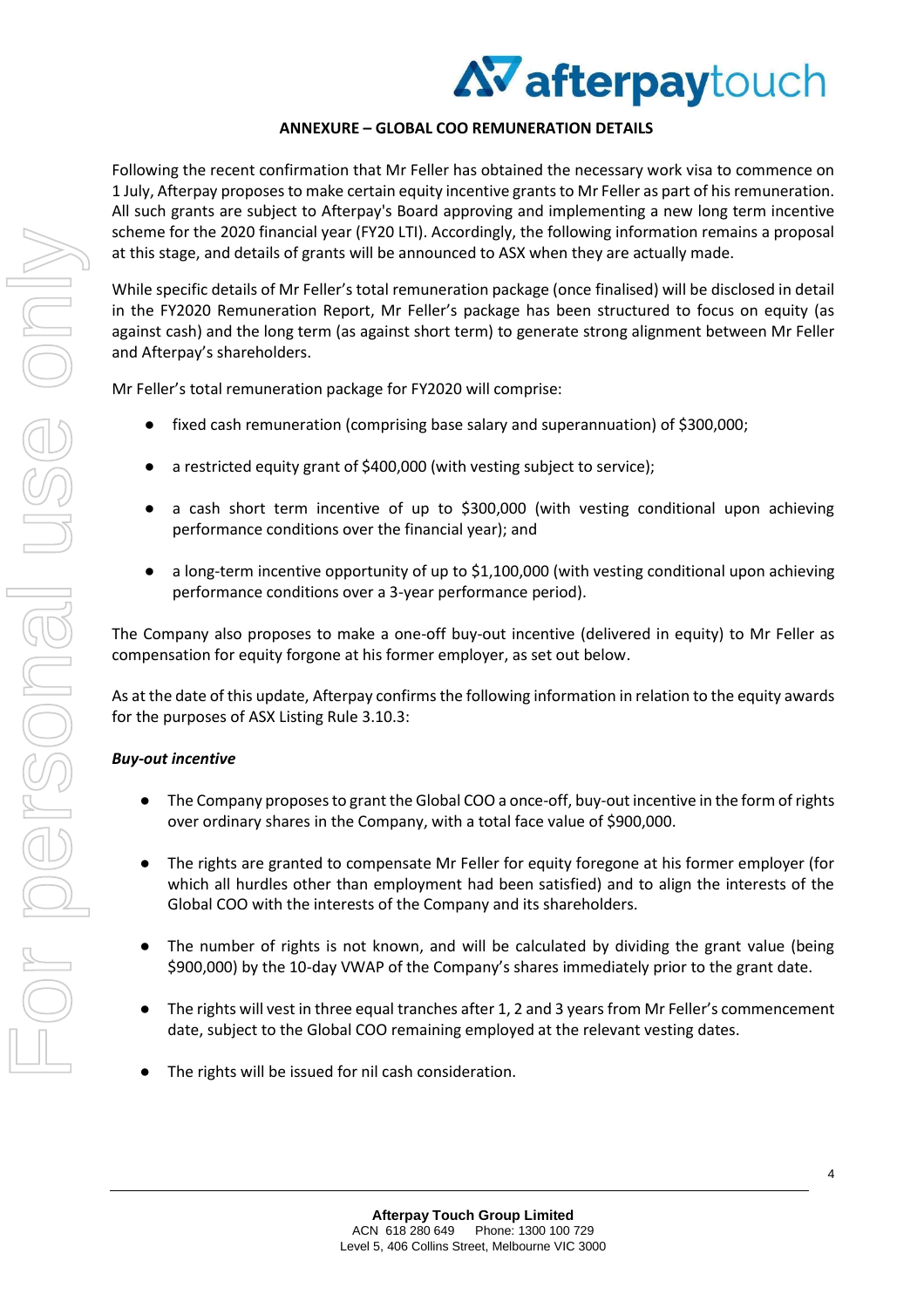**ANNEXURE – GLOBAL COO REMUNERATION DETAILS**

Following the recent confirmation that Mr Feller has obtained the necessary work visa to commence on 1 July, Afterpay proposes to make certain equity incentive grants to Mr Feller as part of his remuneration. All such grants are subject to Afterpay's Board approving and implementing a new long term incentive scheme for the 2020 financial year (FY20 LTI). Accordingly, the following information remains a proposal at this stage, and details of grants will be announced to ASX when they are actually made.

While specific details of Mr Feller's total remuneration package (once finalised) will be disclosed in detail in the FY2020 Remuneration Report, Mr Feller's package has been structured to focus on equity (as against cash) and the long term (as against short term) to generate strong alignment between Mr Feller and Afterpay's shareholders.

Mr Feller's total remuneration package for FY2020 will comprise:

- fixed cash remuneration (comprising base salary and superannuation) of $300,000;
- a restricted equity grant of $400,000 (with vesting subject to service);
- a cash short term incentive of up to $300,000 (with vesting conditional upon achieving performance conditions over the financial year); and
- a long-term incentive opportunity of up to $1,100,000 (with vesting conditional upon achieving performance conditions over a 3-year performance period).

The Company also proposes to make a one-off buy-out incentive (delivered in equity) to Mr Feller as compensation for equity forgone at his former employer, as set out below.

As at the date of this update, Afterpay confirms the following information in relation to the equity awards for the purposes of ASX Listing Rule 3.10.3:

***Buy-out incentive***

- The Company proposes to grant the Global COO a once-off, buy-out incentive in the form of rights over ordinary shares in the Company, with a total face value of $900,000.
- The rights are granted to compensate Mr Feller for equity foregone at his former employer (for which all hurdles other than employment had been satisfied) and to align the interests of the Global COO with the interests of the Company and its shareholders.
- The number of rights is not known, and will be calculated by dividing the grant value (being $900,000) by the 10-day VWAP of the Company's shares immediately prior to the grant date.
- The rights will vest in three equal tranches after 1, 2 and 3 years from Mr Feller's commencement date, subject to the Global COO remaining employed at the relevant vesting dates.
- The rights will be issued for nil cash consideration.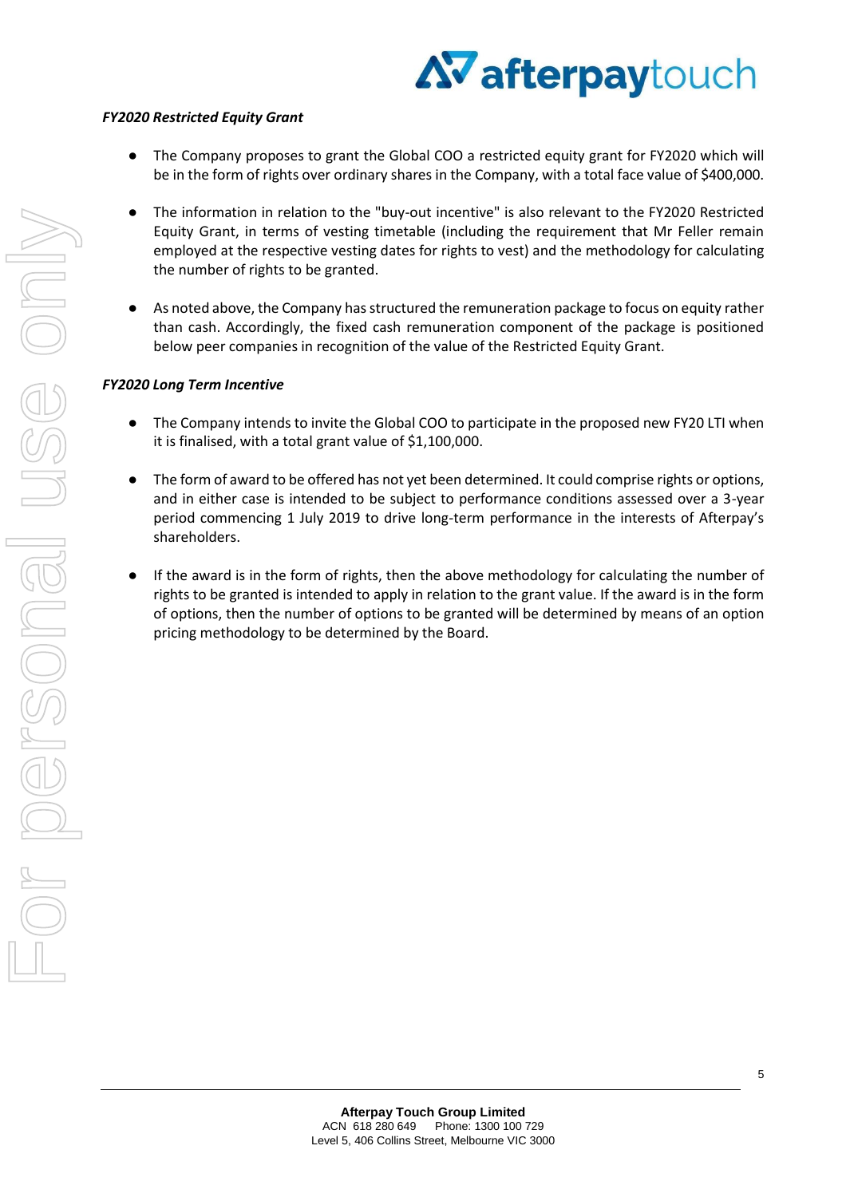***FY2020 Restricted Equity Grant***

- The Company proposes to grant the Global COO a restricted equity grant for FY2020 which will be in the form of rights over ordinary shares in the Company, with a total face value of $400,000.
- The information in relation to the "buy-out incentive" is also relevant to the FY2020 Restricted Equity Grant, in terms of vesting timetable (including the requirement that Mr Feller remain employed at the respective vesting dates for rights to vest) and the methodology for calculating the number of rights to be granted.
- As noted above, the Company has structured the remuneration package to focus on equity rather than cash. Accordingly, the fixed cash remuneration component of the package is positioned below peer companies in recognition of the value of the Restricted Equity Grant.

***FY2020 Long Term Incentive***

- The Company intends to invite the Global COO to participate in the proposed new FY20 LTI when it is finalised, with a total grant value of $1,100,000.
- The form of award to be offered has not yet been determined. It could comprise rights or options, and in either case is intended to be subject to performance conditions assessed over a 3-year period commencing 1 July 2019 to drive long-term performance in the interests of Afterpay's shareholders.
- If the award is in the form of rights, then the above methodology for calculating the number of rights to be granted is intended to apply in relation to the grant value. If the award is in the form of options, then the number of options to be granted will be determined by means of an option pricing methodology to be determined by the Board.